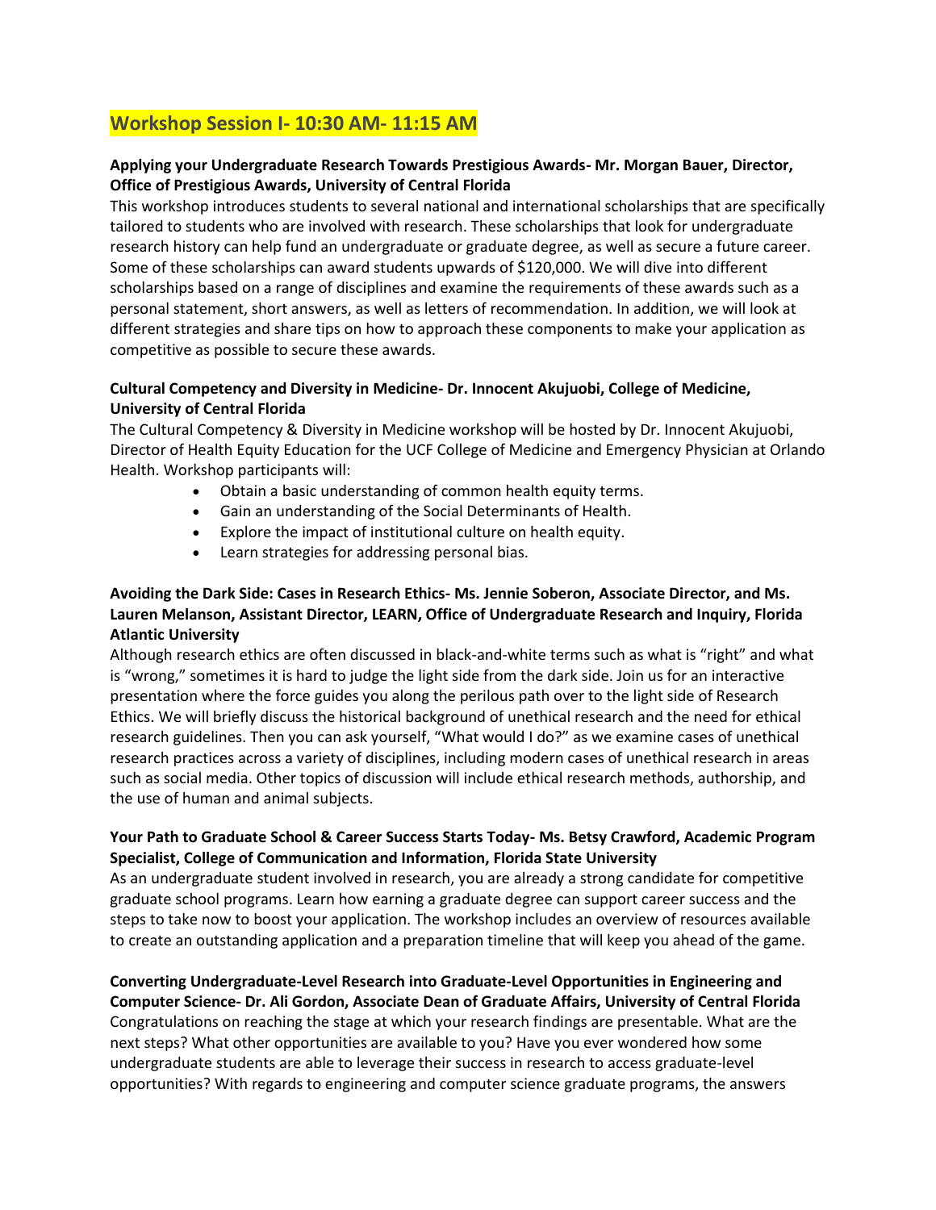## Workshop Session I- 10:30 AM- 11:15 AM

**Applying your Undergraduate Research Towards Prestigious Awards- Mr. Morgan Bauer, Director, Office of Prestigious Awards, University of Central Florida**

This workshop introduces students to several national and international scholarships that are specifically tailored to students who are involved with research. These scholarships that look for undergraduate research history can help fund an undergraduate or graduate degree, as well as secure a future career. Some of these scholarships can award students upwards of $120,000. We will dive into different scholarships based on a range of disciplines and examine the requirements of these awards such as a personal statement, short answers, as well as letters of recommendation. In addition, we will look at different strategies and share tips on how to approach these components to make your application as competitive as possible to secure these awards.

**Cultural Competency and Diversity in Medicine- Dr. Innocent Akujuobi, College of Medicine, University of Central Florida**

The Cultural Competency & Diversity in Medicine workshop will be hosted by Dr. Innocent Akujuobi, Director of Health Equity Education for the UCF College of Medicine and Emergency Physician at Orlando Health. Workshop participants will:

- Obtain a basic understanding of common health equity terms.
- Gain an understanding of the Social Determinants of Health.
- Explore the impact of institutional culture on health equity.
- Learn strategies for addressing personal bias.

**Avoiding the Dark Side: Cases in Research Ethics- Ms. Jennie Soberon, Associate Director, and Ms. Lauren Melanson, Assistant Director, LEARN, Office of Undergraduate Research and Inquiry, Florida Atlantic University**

Although research ethics are often discussed in black-and-white terms such as what is "right" and what is "wrong," sometimes it is hard to judge the light side from the dark side. Join us for an interactive presentation where the force guides you along the perilous path over to the light side of Research Ethics. We will briefly discuss the historical background of unethical research and the need for ethical research guidelines. Then you can ask yourself, "What would I do?" as we examine cases of unethical research practices across a variety of disciplines, including modern cases of unethical research in areas such as social media. Other topics of discussion will include ethical research methods, authorship, and the use of human and animal subjects.

**Your Path to Graduate School & Career Success Starts Today- Ms. Betsy Crawford, Academic Program Specialist, College of Communication and Information, Florida State University**

As an undergraduate student involved in research, you are already a strong candidate for competitive graduate school programs. Learn how earning a graduate degree can support career success and the steps to take now to boost your application. The workshop includes an overview of resources available to create an outstanding application and a preparation timeline that will keep you ahead of the game.

**Converting Undergraduate-Level Research into Graduate-Level Opportunities in Engineering and Computer Science- Dr. Ali Gordon, Associate Dean of Graduate Affairs, University of Central Florida**

Congratulations on reaching the stage at which your research findings are presentable. What are the next steps? What other opportunities are available to you? Have you ever wondered how some undergraduate students are able to leverage their success in research to access graduate-level opportunities? With regards to engineering and computer science graduate programs, the answers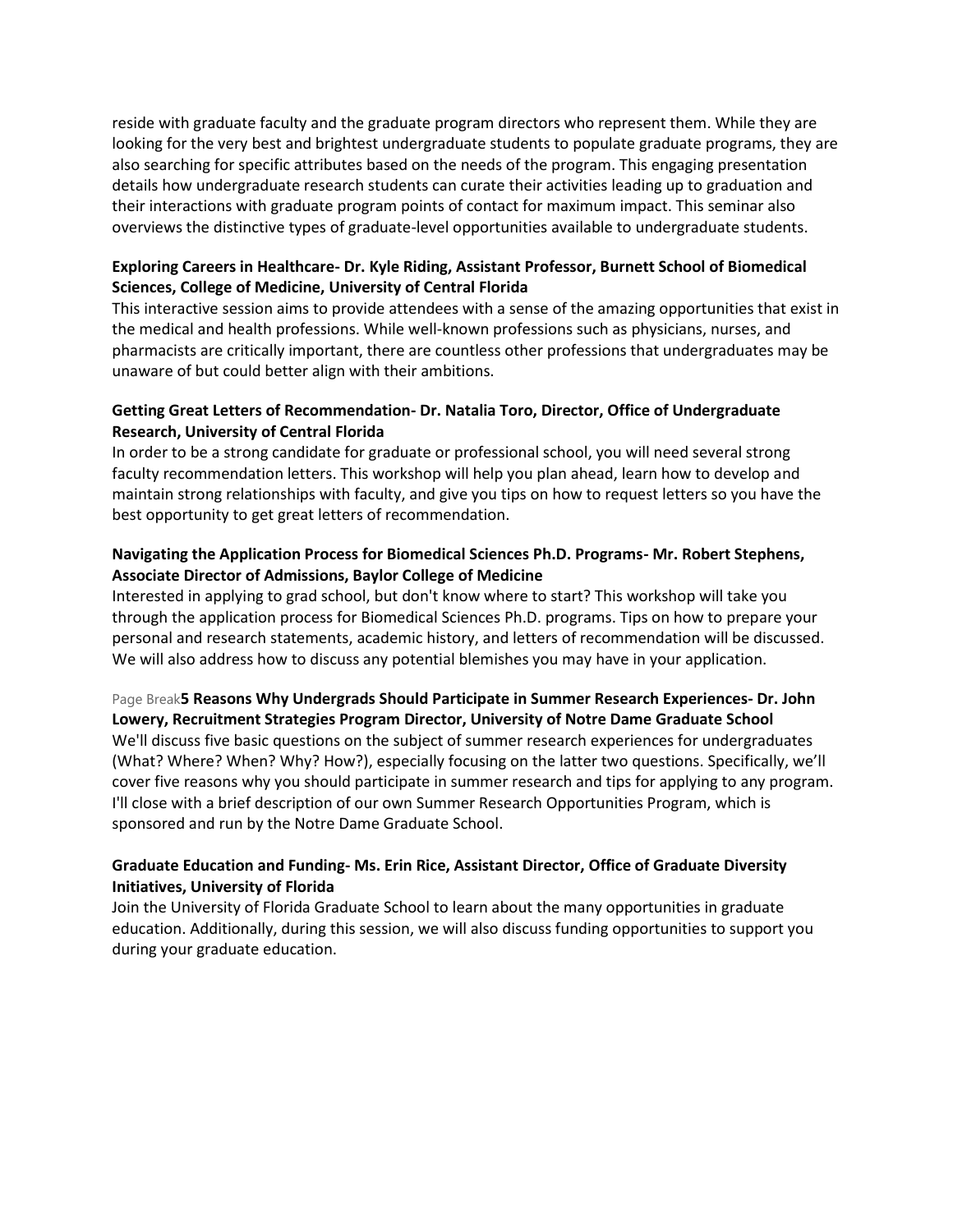reside with graduate faculty and the graduate program directors who represent them. While they are looking for the very best and brightest undergraduate students to populate graduate programs, they are also searching for specific attributes based on the needs of the program. This engaging presentation details how undergraduate research students can curate their activities leading up to graduation and their interactions with graduate program points of contact for maximum impact. This seminar also overviews the distinctive types of graduate-level opportunities available to undergraduate students.

**Exploring Careers in Healthcare- Dr. Kyle Riding, Assistant Professor, Burnett School of Biomedical Sciences, College of Medicine, University of Central Florida**

This interactive session aims to provide attendees with a sense of the amazing opportunities that exist in the medical and health professions. While well-known professions such as physicians, nurses, and pharmacists are critically important, there are countless other professions that undergraduates may be unaware of but could better align with their ambitions.

**Getting Great Letters of Recommendation- Dr. Natalia Toro, Director, Office of Undergraduate Research, University of Central Florida**

In order to be a strong candidate for graduate or professional school, you will need several strong faculty recommendation letters. This workshop will help you plan ahead, learn how to develop and maintain strong relationships with faculty, and give you tips on how to request letters so you have the best opportunity to get great letters of recommendation.

**Navigating the Application Process for Biomedical Sciences Ph.D. Programs- Mr. Robert Stephens, Associate Director of Admissions, Baylor College of Medicine**

Interested in applying to grad school, but don't know where to start? This workshop will take you through the application process for Biomedical Sciences Ph.D. programs. Tips on how to prepare your personal and research statements, academic history, and letters of recommendation will be discussed. We will also address how to discuss any potential blemishes you may have in your application.

**5 Reasons Why Undergrads Should Participate in Summer Research Experiences- Dr. John Lowery, Recruitment Strategies Program Director, University of Notre Dame Graduate School**

We'll discuss five basic questions on the subject of summer research experiences for undergraduates (What? Where? When? Why? How?), especially focusing on the latter two questions. Specifically, we'll cover five reasons why you should participate in summer research and tips for applying to any program. I'll close with a brief description of our own Summer Research Opportunities Program, which is sponsored and run by the Notre Dame Graduate School.

**Graduate Education and Funding- Ms. Erin Rice, Assistant Director, Office of Graduate Diversity Initiatives, University of Florida**

Join the University of Florida Graduate School to learn about the many opportunities in graduate education. Additionally, during this session, we will also discuss funding opportunities to support you during your graduate education.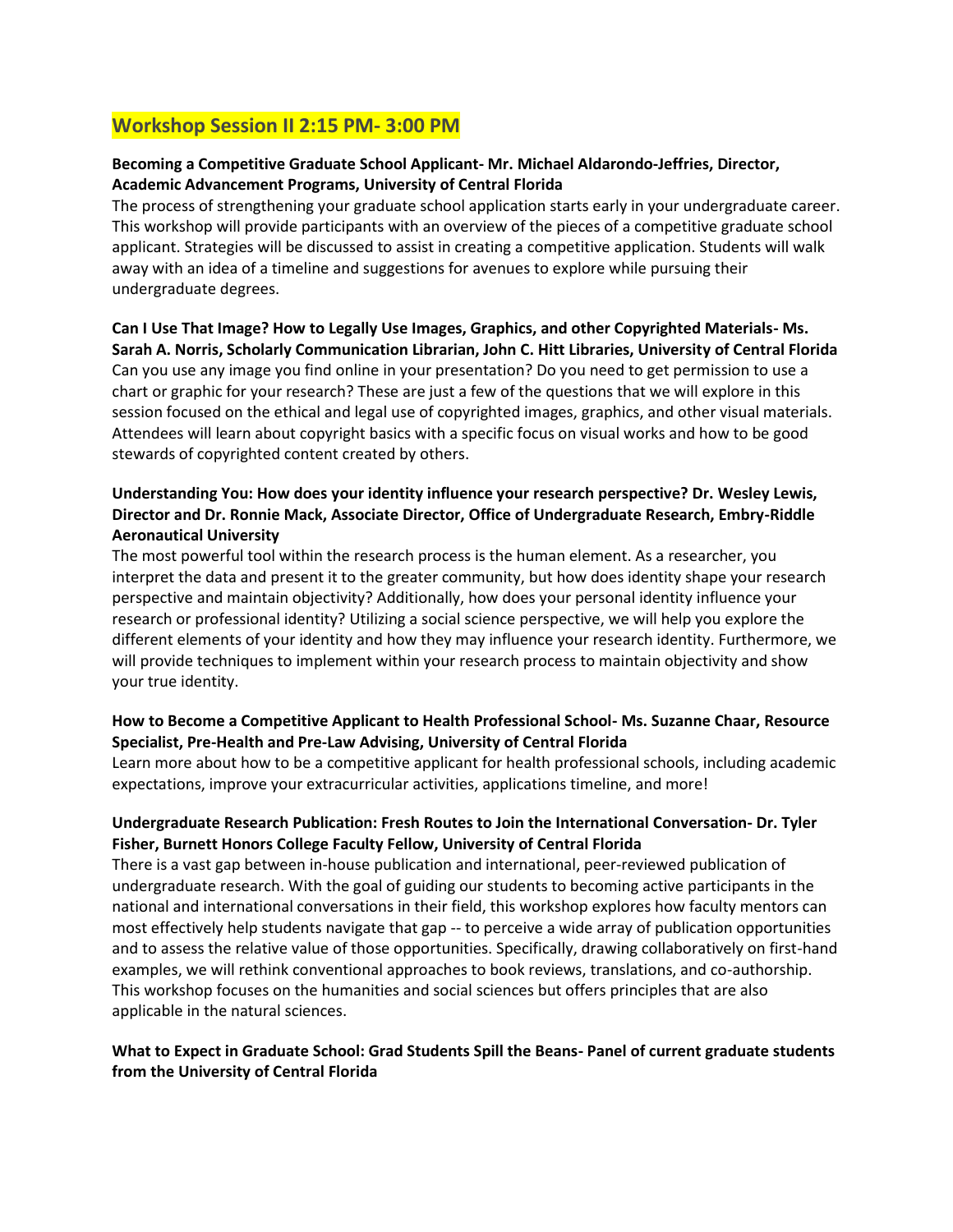## Workshop Session II 2:15 PM- 3:00 PM

**Becoming a Competitive Graduate School Applicant- Mr. Michael Aldarondo-Jeffries, Director, Academic Advancement Programs, University of Central Florida**

The process of strengthening your graduate school application starts early in your undergraduate career. This workshop will provide participants with an overview of the pieces of a competitive graduate school applicant. Strategies will be discussed to assist in creating a competitive application. Students will walk away with an idea of a timeline and suggestions for avenues to explore while pursuing their undergraduate degrees.

**Can I Use That Image? How to Legally Use Images, Graphics, and other Copyrighted Materials- Ms. Sarah A. Norris, Scholarly Communication Librarian, John C. Hitt Libraries, University of Central Florida**

Can you use any image you find online in your presentation? Do you need to get permission to use a chart or graphic for your research? These are just a few of the questions that we will explore in this session focused on the ethical and legal use of copyrighted images, graphics, and other visual materials. Attendees will learn about copyright basics with a specific focus on visual works and how to be good stewards of copyrighted content created by others.

**Understanding You: How does your identity influence your research perspective? Dr. Wesley Lewis, Director and Dr. Ronnie Mack, Associate Director, Office of Undergraduate Research, Embry-Riddle Aeronautical University**

The most powerful tool within the research process is the human element. As a researcher, you interpret the data and present it to the greater community, but how does identity shape your research perspective and maintain objectivity? Additionally, how does your personal identity influence your research or professional identity? Utilizing a social science perspective, we will help you explore the different elements of your identity and how they may influence your research identity. Furthermore, we will provide techniques to implement within your research process to maintain objectivity and show your true identity.

**How to Become a Competitive Applicant to Health Professional School- Ms. Suzanne Chaar, Resource Specialist, Pre-Health and Pre-Law Advising, University of Central Florida**

Learn more about how to be a competitive applicant for health professional schools, including academic expectations, improve your extracurricular activities, applications timeline, and more!

**Undergraduate Research Publication: Fresh Routes to Join the International Conversation- Dr. Tyler Fisher, Burnett Honors College Faculty Fellow, University of Central Florida**

There is a vast gap between in-house publication and international, peer-reviewed publication of undergraduate research. With the goal of guiding our students to becoming active participants in the national and international conversations in their field, this workshop explores how faculty mentors can most effectively help students navigate that gap -- to perceive a wide array of publication opportunities and to assess the relative value of those opportunities. Specifically, drawing collaboratively on first-hand examples, we will rethink conventional approaches to book reviews, translations, and co-authorship. This workshop focuses on the humanities and social sciences but offers principles that are also applicable in the natural sciences.

**What to Expect in Graduate School: Grad Students Spill the Beans- Panel of current graduate students from the University of Central Florida**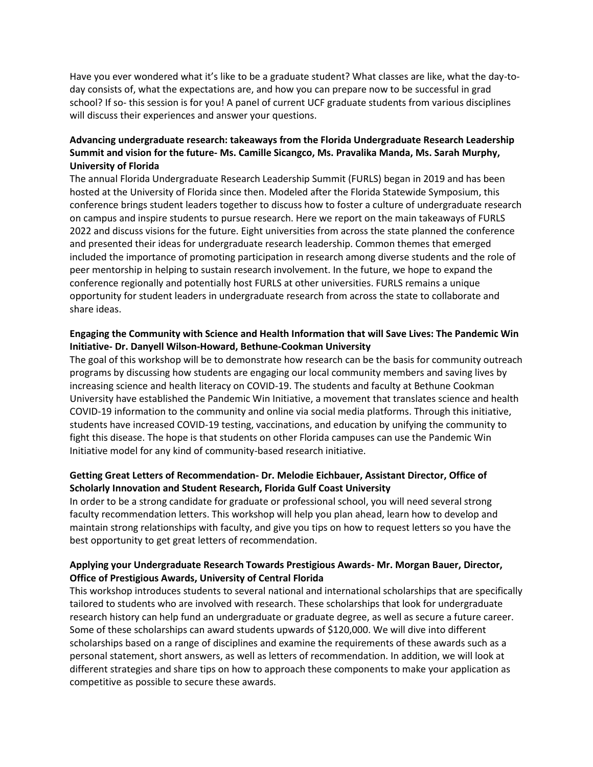Have you ever wondered what it's like to be a graduate student? What classes are like, what the day-to-day consists of, what the expectations are, and how you can prepare now to be successful in grad school? If so- this session is for you! A panel of current UCF graduate students from various disciplines will discuss their experiences and answer your questions.

**Advancing undergraduate research: takeaways from the Florida Undergraduate Research Leadership Summit and vision for the future- Ms. Camille Sicangco, Ms. Pravalika Manda, Ms. Sarah Murphy, University of Florida**

The annual Florida Undergraduate Research Leadership Summit (FURLS) began in 2019 and has been hosted at the University of Florida since then. Modeled after the Florida Statewide Symposium, this conference brings student leaders together to discuss how to foster a culture of undergraduate research on campus and inspire students to pursue research. Here we report on the main takeaways of FURLS 2022 and discuss visions for the future. Eight universities from across the state planned the conference and presented their ideas for undergraduate research leadership. Common themes that emerged included the importance of promoting participation in research among diverse students and the role of peer mentorship in helping to sustain research involvement. In the future, we hope to expand the conference regionally and potentially host FURLS at other universities. FURLS remains a unique opportunity for student leaders in undergraduate research from across the state to collaborate and share ideas.

**Engaging the Community with Science and Health Information that will Save Lives: The Pandemic Win Initiative- Dr. Danyell Wilson-Howard, Bethune-Cookman University**

The goal of this workshop will be to demonstrate how research can be the basis for community outreach programs by discussing how students are engaging our local community members and saving lives by increasing science and health literacy on COVID-19. The students and faculty at Bethune Cookman University have established the Pandemic Win Initiative, a movement that translates science and health COVID-19 information to the community and online via social media platforms. Through this initiative, students have increased COVID-19 testing, vaccinations, and education by unifying the community to fight this disease. The hope is that students on other Florida campuses can use the Pandemic Win Initiative model for any kind of community-based research initiative.

**Getting Great Letters of Recommendation- Dr. Melodie Eichbauer, Assistant Director, Office of Scholarly Innovation and Student Research, Florida Gulf Coast University**

In order to be a strong candidate for graduate or professional school, you will need several strong faculty recommendation letters. This workshop will help you plan ahead, learn how to develop and maintain strong relationships with faculty, and give you tips on how to request letters so you have the best opportunity to get great letters of recommendation.

**Applying your Undergraduate Research Towards Prestigious Awards- Mr. Morgan Bauer, Director, Office of Prestigious Awards, University of Central Florida**

This workshop introduces students to several national and international scholarships that are specifically tailored to students who are involved with research. These scholarships that look for undergraduate research history can help fund an undergraduate or graduate degree, as well as secure a future career. Some of these scholarships can award students upwards of $120,000. We will dive into different scholarships based on a range of disciplines and examine the requirements of these awards such as a personal statement, short answers, as well as letters of recommendation. In addition, we will look at different strategies and share tips on how to approach these components to make your application as competitive as possible to secure these awards.